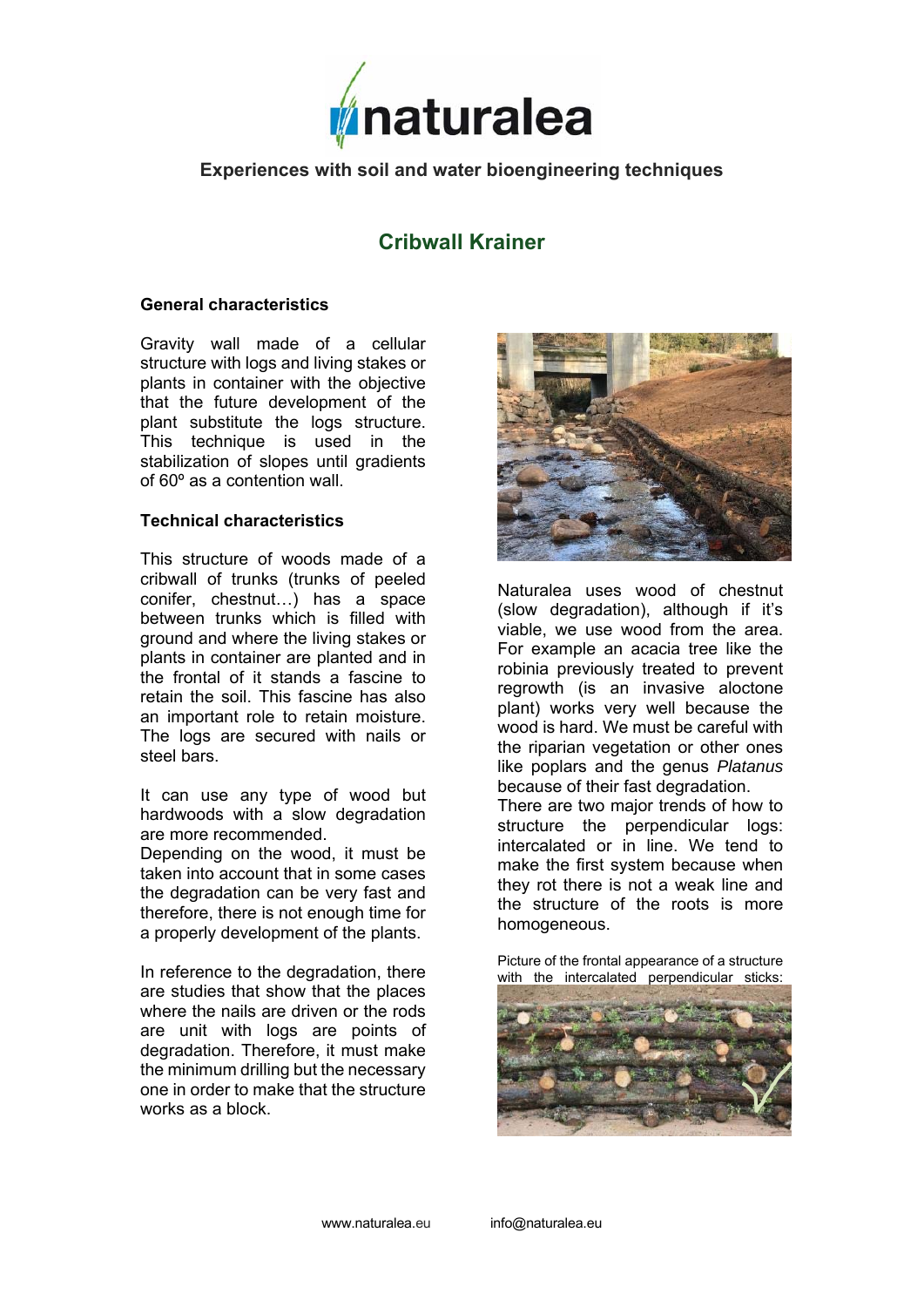# naturalea

**Experiences with soil and water bioengineering techniques**

## Cribwall Krainer

### General characteristics

Gravity wall made of a cellular structure with logs and living stakes or plants in container with the objective that the future development of the plant substitute the logs structure. This technique is used in the stabilization of slopes until gradients of 60º as a contention wall.

### Technical characteristics

This structure of woods made of a cribwall of trunks (trunks of peeled conifer, chestnut…) has a space between trunks which is filled with ground and where the living stakes or plants in container are planted and in the frontal of it stands a fascine to retain the soil. This fascine has also an important role to retain moisture. The logs are secured with nails or steel bars.

It can use any type of wood but hardwoods with a slow degradation are more recommended.
Depending on the wood, it must be taken into account that in some cases the degradation can be very fast and therefore, there is not enough time for a properly development of the plants.

In reference to the degradation, there are studies that show that the places where the nails are driven or the rods are unit with logs are points of degradation. Therefore, it must make the minimum drilling but the necessary one in order to make that the structure works as a block.

Naturalea uses wood of chestnut (slow degradation), although if it's viable, we use wood from the area. For example an acacia tree like the robinia previously treated to prevent regrowth (is an invasive aloctone plant) works very well because the wood is hard. We must be careful with the riparian vegetation or other ones like poplars and the genus *Platanus* because of their fast degradation.
There are two major trends of how to structure the perpendicular logs: intercalated or in line. We tend to make the first system because when they rot there is not a weak line and the structure of the roots is more homogeneous.

Picture of the frontal appearance of a structure with the intercalated perpendicular sticks:

www.naturalea.eu info@naturalea.eu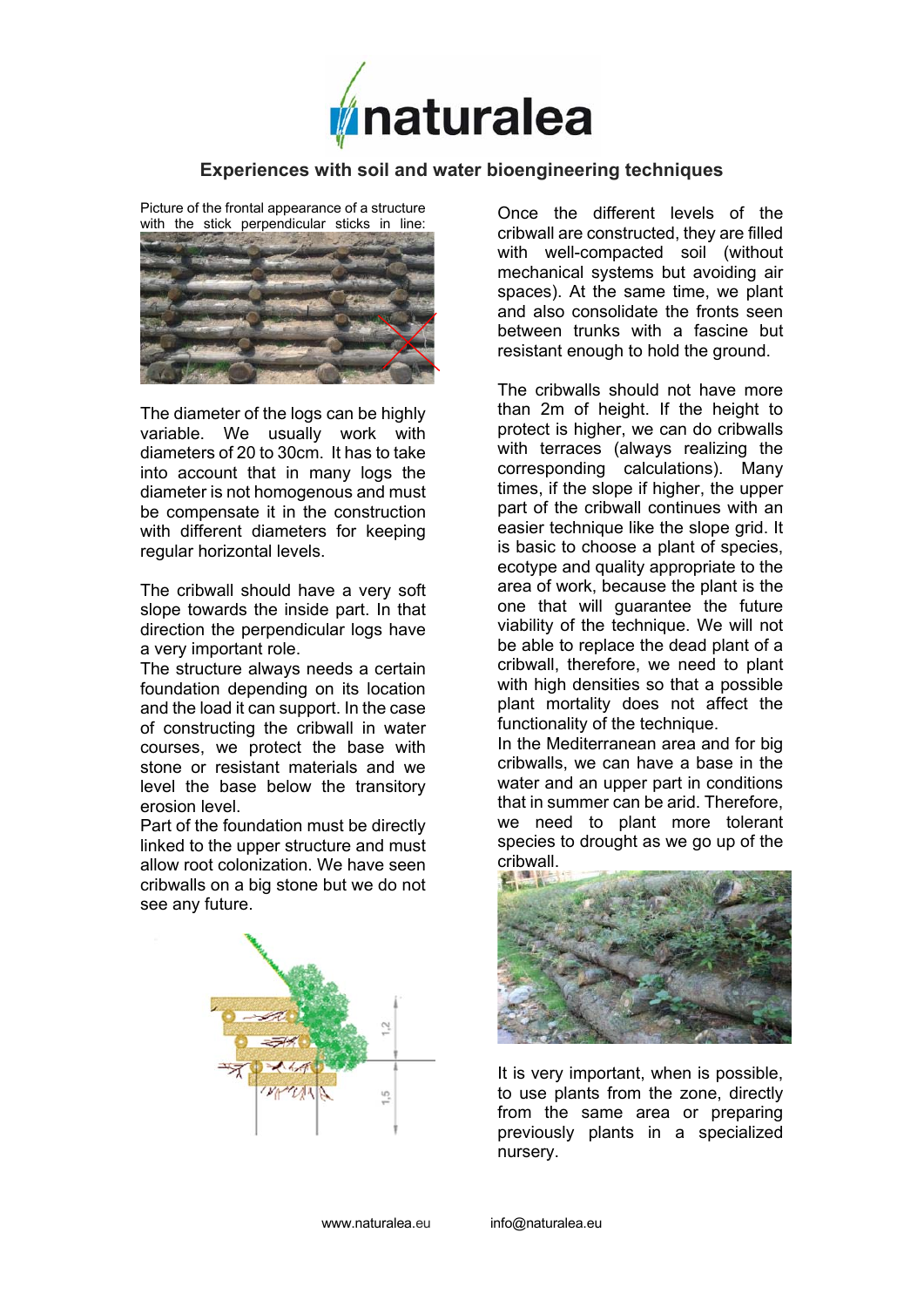Experiences with soil and water bioengineering techniques

Picture of the frontal appearance of a structure with the stick perpendicular sticks in line:

The diameter of the logs can be highly variable. We usually work with diameters of 20 to 30cm. It has to take into account that in many logs the diameter is not homogenous and must be compensate it in the construction with different diameters for keeping regular horizontal levels.

The cribwall should have a very soft slope towards the inside part. In that direction the perpendicular logs have a very important role.

The structure always needs a certain foundation depending on its location and the load it can support. In the case of constructing the cribwall in water courses, we protect the base with stone or resistant materials and we level the base below the transitory erosion level.

Part of the foundation must be directly linked to the upper structure and must allow root colonization. We have seen cribwalls on a big stone but we do not see any future.

Once the different levels of the cribwall are constructed, they are filled with well-compacted soil (without mechanical systems but avoiding air spaces). At the same time, we plant and also consolidate the fronts seen between trunks with a fascine but resistant enough to hold the ground.

The cribwalls should not have more than 2m of height. If the height to protect is higher, we can do cribwalls with terraces (always realizing the corresponding calculations). Many times, if the slope if higher, the upper part of the cribwall continues with an easier technique like the slope grid. It is basic to choose a plant of species, ecotype and quality appropriate to the area of work, because the plant is the one that will guarantee the future viability of the technique. We will not be able to replace the dead plant of a cribwall, therefore, we need to plant with high densities so that a possible plant mortality does not affect the functionality of the technique.

In the Mediterranean area and for big cribwalls, we can have a base in the water and an upper part in conditions that in summer can be arid. Therefore, we need to plant more tolerant species to drought as we go up of the cribwall.

It is very important, when is possible, to use plants from the zone, directly from the same area or preparing previously plants in a specialized nursery.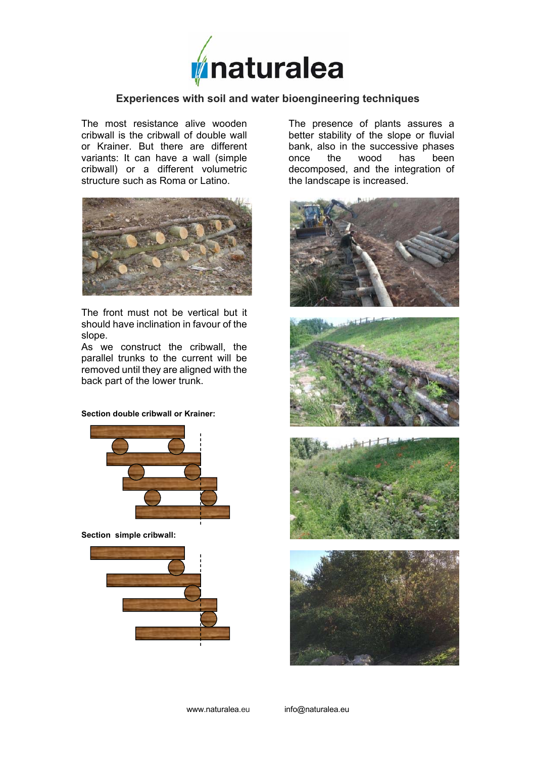naturalea

## Experiences with soil and water bioengineering techniques

The most resistance alive wooden cribwall is the cribwall of double wall or Krainer. But there are different variants: It can have a wall (simple cribwall) or a different volumetric structure such as Roma or Latino.

The front must not be vertical but it should have inclination in favour of the slope.
As we construct the cribwall, the parallel trunks to the current will be removed until they are aligned with the back part of the lower trunk.

**Section double cribwall or Krainer:**

**Section simple cribwall:**

The presence of plants assures a better stability of the slope or fluvial bank, also in the successive phases once the wood has been decomposed, and the integration of the landscape is increased.

www.naturalea.eu info@naturalea.eu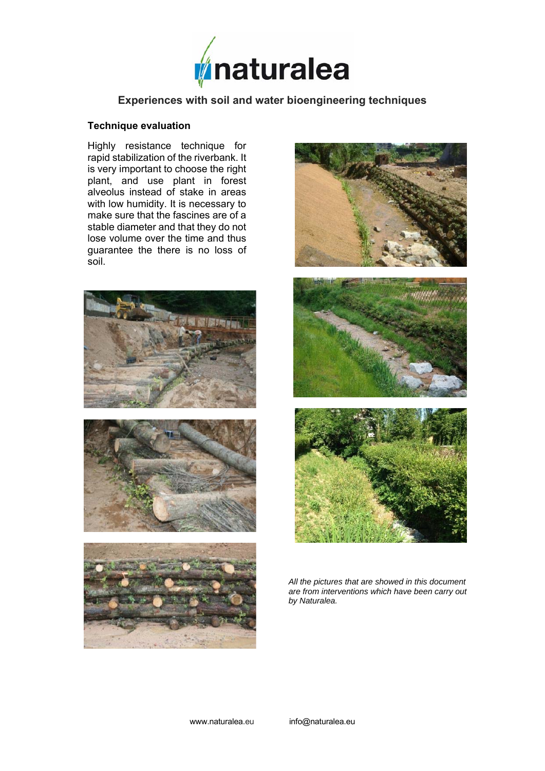## Technique evaluation

Highly resistance technique for rapid stabilization of the riverbank. It is very important to choose the right plant, and use plant in forest alveolus instead of stake in areas with low humidity. It is necessary to make sure that the fascines are of a stable diameter and that they do not lose volume over the time and thus guarantee the there is no loss of soil.

*All the pictures that are showed in this document are from interventions which have been carry out by Naturalea.*